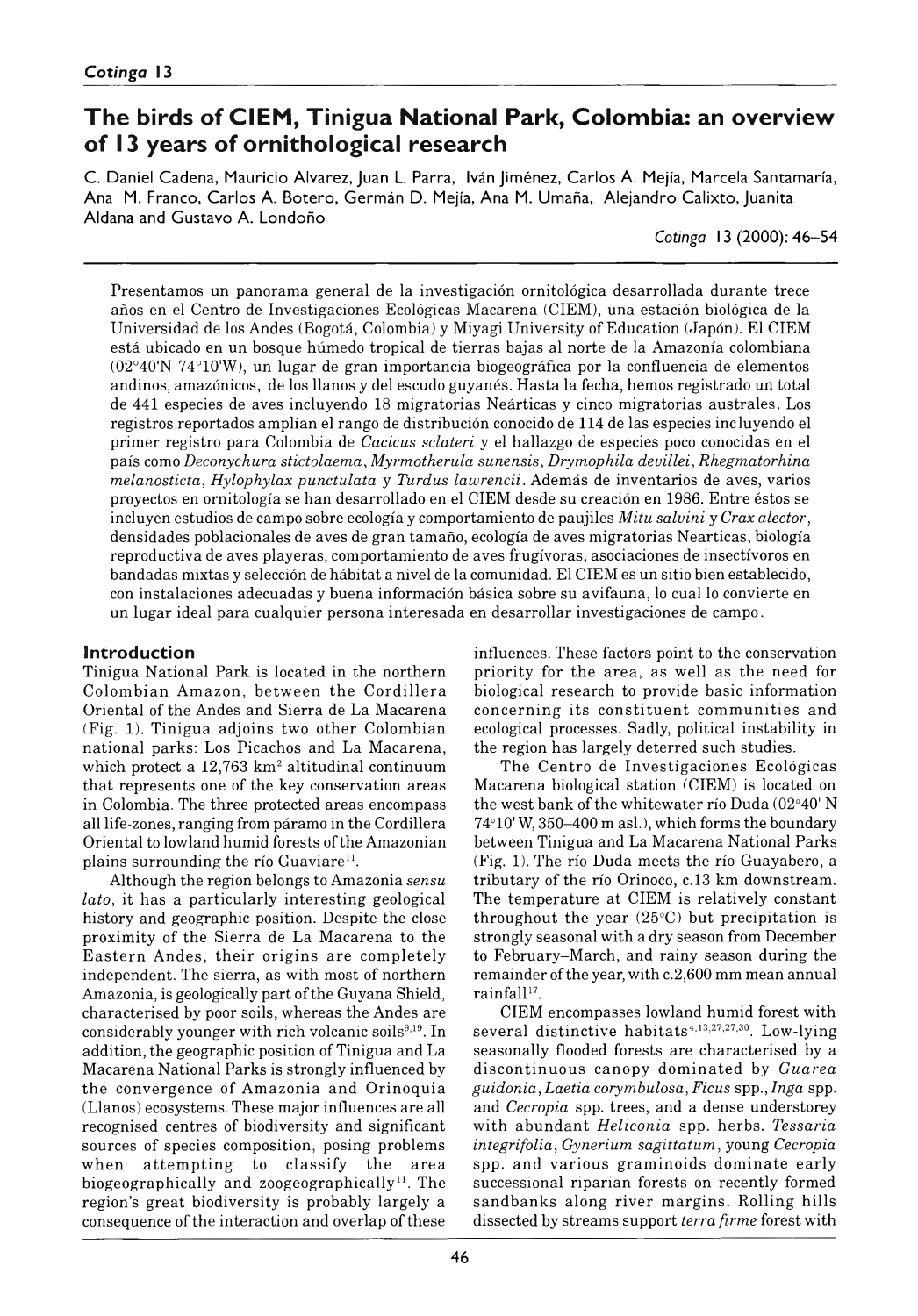# The birds of CIEM, Tinigua National Park, Colombia: an overview of 13 years of ornithological research

C. Daniel Cadena, Mauricio Alvarez, Juan L. Parra, Iván Jiménez, Carlos A. Mejía, Marcela Santamaría, Ana M. Franco, Carlos A. Botero, Germán D. Mejía, Ana M. Umaña, Alejandro Calixto, Juanita Aldana and Gustavo A. Londoño

*Cotinga* 13 (2000): 46–54

Presentamos un panorama general de la investigación ornitológica desarrollada durante trece años en el Centro de Investigaciones Ecológicas Macarena (CIEM), una estación biológica de la Universidad de los Andes (Bogotá, Colombia) y Miyagi University of Education (Japón). El CIEM está ubicado en un bosque húmedo tropical de tierras bajas al norte de la Amazonía colombiana (02°40'N 74°10'W), un lugar de gran importancia biogeográfica por la confluencia de elementos andinos, amazónicos, de los llanos y del escudo guyanés. Hasta la fecha, hemos registrado un total de 441 especies de aves incluyendo 18 migratorias Neárticas y cinco migratorias australes. Los registros reportados amplían el rango de distribución conocido de 114 de las especies incluyendo el primer registro para Colombia de *Cacicus sclateri* y el hallazgo de especies poco conocidas en el país como *Deconychura stictolaema*, *Myrmotherula sunensis*, *Drymophila devillei*, *Rhegmatorhina melanosticta*, *Hylophylax punctulata* y *Turdus lawrencii*. Además de inventarios de aves, varios proyectos en ornitología se han desarrollado en el CIEM desde su creación en 1986. Entre éstos se incluyen estudios de campo sobre ecología y comportamiento de paujiles *Mitu salvini* y *Crax alector*, densidades poblacionales de aves de gran tamaño, ecología de aves migratorias Nearticas, biología reproductiva de aves playeras, comportamiento de aves frugívoras, asociaciones de insectívoros en bandadas mixtas y selección de hábitat a nivel de la comunidad. El CIEM es un sitio bien establecido, con instalaciones adecuadas y buena información básica sobre su avifauna, lo cual lo convierte en un lugar ideal para cualquier persona interesada en desarrollar investigaciones de campo.

## Introduction

Tinigua National Park is located in the northern Colombian Amazon, between the Cordillera Oriental of the Andes and Sierra de La Macarena (Fig. 1). Tinigua adjoins two other Colombian national parks: Los Picachos and La Macarena, which protect a 12,763 km$^2$ altitudinal continuum that represents one of the key conservation areas in Colombia. The three protected areas encompass all life-zones, ranging from páramo in the Cordillera Oriental to lowland humid forests of the Amazonian plains surrounding the río Guaviare[11].

Although the region belongs to Amazonia *sensu lato*, it has a particularly interesting geological history and geographic position. Despite the close proximity of the Sierra de La Macarena to the Eastern Andes, their origins are completely independent. The sierra, as with most of northern Amazonia, is geologically part of the Guyana Shield, characterised by poor soils, whereas the Andes are considerably younger with rich volcanic soils[9,19]. In addition, the geographic position of Tinigua and La Macarena National Parks is strongly influenced by the convergence of Amazonia and Orinoquia (Llanos) ecosystems. These major influences are all recognised centres of biodiversity and significant sources of species composition, posing problems when attempting to classify the area biogeographically and zoogeographically[11]. The region's great biodiversity is probably largely a consequence of the interaction and overlap of these influences. These factors point to the conservation priority for the area, as well as the need for biological research to provide basic information concerning its constituent communities and ecological processes. Sadly, political instability in the region has largely deterred such studies.

The Centro de Investigaciones Ecológicas Macarena biological station (CIEM) is located on the west bank of the whitewater río Duda (02°40' N 74°10' W, 350–400 m asl.), which forms the boundary between Tinigua and La Macarena National Parks (Fig. 1). The río Duda meets the río Guayabero, a tributary of the río Orinoco, c.13 km downstream. The temperature at CIEM is relatively constant throughout the year (25°C) but precipitation is strongly seasonal with a dry season from December to February–March, and rainy season during the remainder of the year, with c.2,600 mm mean annual rainfall[17].

CIEM encompasses lowland humid forest with several distinctive habitats[4,13,27,27,30]. Low-lying seasonally flooded forests are characterised by a discontinuous canopy dominated by *Guarea guidonia*, *Laetia corymbulosa*, *Ficus* spp., *Inga* spp. and *Cecropia* spp. trees, and a dense understorey with abundant *Heliconia* spp. herbs. *Tessaria integrifolia*, *Gynerium sagittatum*, young *Cecropia* spp. and various graminoids dominate early successional riparian forests on recently formed sandbanks along river margins. Rolling hills dissected by streams support *terra firme* forest with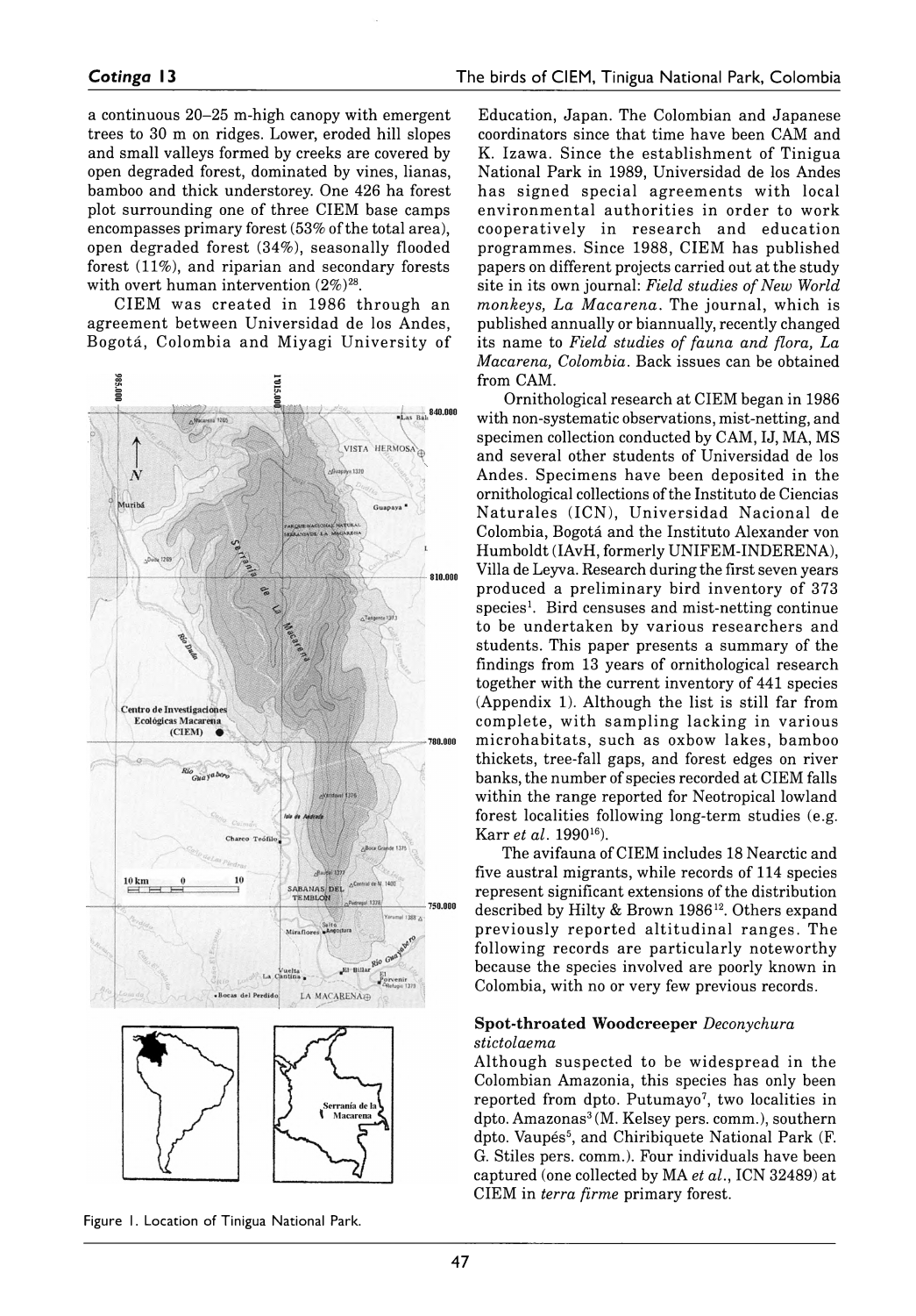a continuous 20–25 m-high canopy with emergent trees to 30 m on ridges. Lower, eroded hill slopes and small valleys formed by creeks are covered by open degraded forest, dominated by vines, lianas, bamboo and thick understorey. One 426 ha forest plot surrounding one of three CIEM base camps encompasses primary forest (53% of the total area), open degraded forest (34%), seasonally flooded forest (11%), and riparian and secondary forests with overt human intervention (2%)[28].

CIEM was created in 1986 through an agreement between Universidad de los Andes, Bogotá, Colombia and Miyagi University of Education, Japan. The Colombian and Japanese coordinators since that time have been CAM and K. Izawa. Since the establishment of Tinigua National Park in 1989, Universidad de los Andes has signed special agreements with local environmental authorities in order to work cooperatively in research and education programmes. Since 1988, CIEM has published papers on different projects carried out at the study site in its own journal: *Field studies of New World monkeys, La Macarena*. The journal, which is published annually or biannually, recently changed its name to *Field studies of fauna and flora, La Macarena, Colombia*. Back issues can be obtained from CAM.

Figure 1. Location of Tinigua National Park.

Ornithological research at CIEM began in 1986 with non-systematic observations, mist-netting, and specimen collection conducted by CAM, IJ, MA, MS and several other students of Universidad de los Andes. Specimens have been deposited in the ornithological collections of the Instituto de Ciencias Naturales (ICN), Universidad Nacional de Colombia, Bogotá and the Instituto Alexander von Humboldt (IAvH, formerly UNIFEM-INDERENA), Villa de Leyva. Research during the first seven years produced a preliminary bird inventory of 373 species[1]. Bird censuses and mist-netting continue to be undertaken by various researchers and students. This paper presents a summary of the findings from 13 years of ornithological research together with the current inventory of 441 species (Appendix 1). Although the list is still far from complete, with sampling lacking in various microhabitats, such as oxbow lakes, bamboo thickets, tree-fall gaps, and forest edges on river banks, the number of species recorded at CIEM falls within the range reported for Neotropical lowland forest localities following long-term studies (e.g. Karr *et al.* 1990[16]).

The avifauna of CIEM includes 18 Nearctic and five austral migrants, while records of 114 species represent significant extensions of the distribution described by Hilty & Brown 1986[12]. Others expand previously reported altitudinal ranges. The following records are particularly noteworthy because the species involved are poorly known in Colombia, with no or very few previous records.

### Spot-throated Woodcreeper *Deconychura stictolaema*

Although suspected to be widespread in the Colombian Amazonia, this species has only been reported from dpto. Putumayo[7], two localities in dpto. Amazonas[3] (M. Kelsey pers. comm.), southern dpto. Vaupés[5], and Chiribiquete National Park (F. G. Stiles pers. comm.). Four individuals have been captured (one collected by MA *et al.*, ICN 32489) at CIEM in *terra firme* primary forest.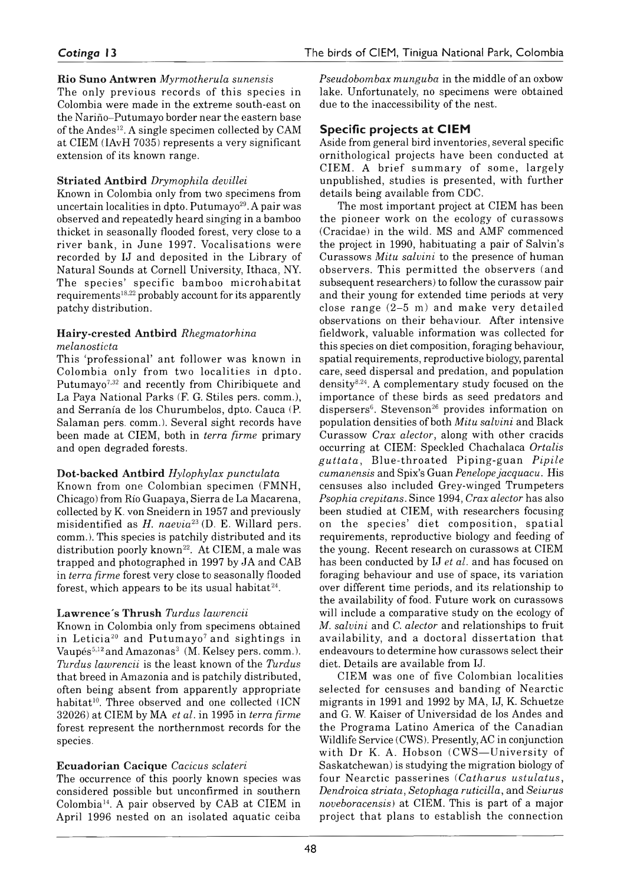**Rio Suno Antwren** *Myrmotherula sunensis*

The only previous records of this species in Colombia were made in the extreme south-east on the Nariño–Putumayo border near the eastern base of the Andes[12]. A single specimen collected by CAM at CIEM (IAvH 7035) represents a very significant extension of its known range.

**Striated Antbird** *Drymophila devillei*

Known in Colombia only from two specimens from uncertain localities in dpto. Putumayo[29]. A pair was observed and repeatedly heard singing in a bamboo thicket in seasonally flooded forest, very close to a river bank, in June 1997. Vocalisations were recorded by IJ and deposited in the Library of Natural Sounds at Cornell University, Ithaca, NY. The species' specific bamboo microhabitat requirements[18,22] probably account for its apparently patchy distribution.

**Hairy-crested Antbird** *Rhegmatorhina melanosticta*

This 'professional' ant follower was known in Colombia only from two localities in dpto. Putumayo[7,32] and recently from Chiribiquete and La Paya National Parks (F. G. Stiles pers. comm.), and Serranía de los Churumbelos, dpto. Cauca (P. Salaman pers. comm.). Several sight records have been made at CIEM, both in *terra firme* primary and open degraded forests.

**Dot-backed Antbird** *Hylophylax punctulata*

Known from one Colombian specimen (FMNH, Chicago) from Río Guapaya, Sierra de La Macarena, collected by K. von Sneidern in 1957 and previously misidentified as *H. naevia*[23] (D. E. Willard pers. comm.). This species is patchily distributed and its distribution poorly known[22]. At CIEM, a male was trapped and photographed in 1997 by JA and CAB in *terra firme* forest very close to seasonally flooded forest, which appears to be its usual habitat[24].

**Lawrence's Thrush** *Turdus lawrencii*

Known in Colombia only from specimens obtained in Leticia[20] and Putumayo[7] and sightings in Vaupés[5,12] and Amazonas[3] (M. Kelsey pers. comm.). *Turdus lawrencii* is the least known of the *Turdus* that breed in Amazonia and is patchily distributed, often being absent from apparently appropriate habitat[10]. Three observed and one collected (ICN 32026) at CIEM by MA *et al.* in 1995 in *terra firme* forest represent the northernmost records for the species.

**Ecuadorian Cacique** *Cacicus sclateri*

The occurrence of this poorly known species was considered possible but unconfirmed in southern Colombia[14]. A pair observed by CAB at CIEM in April 1996 nested on an isolated aquatic ceiba *Pseudobombax munguba* in the middle of an oxbow lake. Unfortunately, no specimens were obtained due to the inaccessibility of the nest.

## Specific projects at CIEM

Aside from general bird inventories, several specific ornithological projects have been conducted at CIEM. A brief summary of some, largely unpublished, studies is presented, with further details being available from CDC.

The most important project at CIEM has been the pioneer work on the ecology of curassows (Cracidae) in the wild. MS and AMF commenced the project in 1990, habituating a pair of Salvin's Curassows *Mitu salvini* to the presence of human observers. This permitted the observers (and subsequent researchers) to follow the curassow pair and their young for extended time periods at very close range (2–5 m) and make very detailed observations on their behaviour. After intensive fieldwork, valuable information was collected for this species on diet composition, foraging behaviour, spatial requirements, reproductive biology, parental care, seed dispersal and predation, and population density[8,24]. A complementary study focused on the importance of these birds as seed predators and dispersers[6]. Stevenson[26] provides information on population densities of both *Mitu salvini* and Black Curassow *Crax alector*, along with other cracids occurring at CIEM: Speckled Chachalaca *Ortalis guttata*, Blue-throated Piping-guan *Pipile cumanensis* and Spix's Guan *Penelope jacquacu*. His censuses also included Grey-winged Trumpeters *Psophia crepitans*. Since 1994, *Crax alector* has also been studied at CIEM, with researchers focusing on the species' diet composition, spatial requirements, reproductive biology and feeding of the young. Recent research on curassows at CIEM has been conducted by IJ *et al.* and has focused on foraging behaviour and use of space, its variation over different time periods, and its relationship to the availability of food. Future work on curassows will include a comparative study on the ecology of *M. salvini* and *C. alector* and relationships to fruit availability, and a doctoral dissertation that endeavours to determine how curassows select their diet. Details are available from IJ.

CIEM was one of five Colombian localities selected for censuses and banding of Nearctic migrants in 1991 and 1992 by MA, IJ, K. Schuetze and G. W. Kaiser of Universidad de los Andes and the Programa Latino America of the Canadian Wildlife Service (CWS). Presently, AC in conjunction with Dr K. A. Hobson (CWS—University of Saskatchewan) is studying the migration biology of four Nearctic passerines (*Catharus ustulatus*, *Dendroica striata*, *Setophaga ruticilla*, and *Seiurus noveboracensis*) at CIEM. This is part of a major project that plans to establish the connection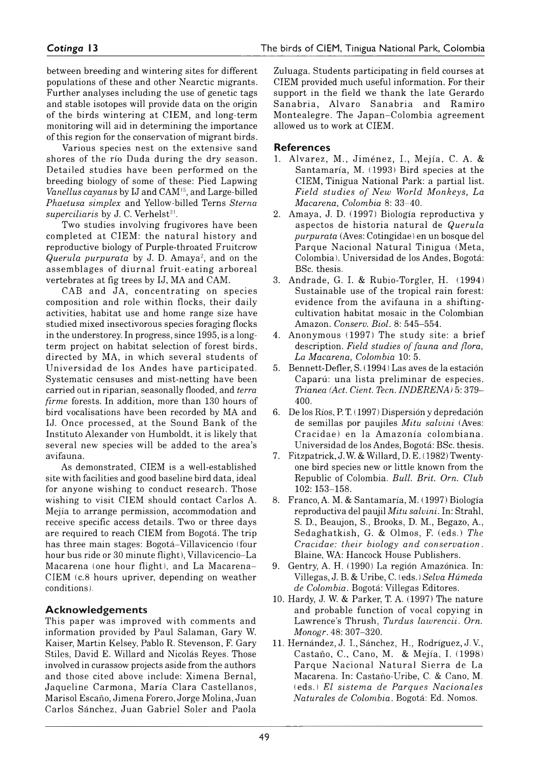between breeding and wintering sites for different populations of these and other Nearctic migrants. Further analyses including the use of genetic tags and stable isotopes will provide data on the origin of the birds wintering at CIEM, and long-term monitoring will aid in determining the importance of this region for the conservation of migrant birds.

Various species nest on the extensive sand shores of the río Duda during the dry season. Detailed studies have been performed on the breeding biology of some of these: Pied Lapwing *Vanellus cayanus* by IJ and CAM[15], and Large-billed *Phaetusa simplex* and Yellow-billed Terns *Sterna superciliaris* by J. C. Verhelst[31].

Two studies involving frugivores have been completed at CIEM: the natural history and reproductive biology of Purple-throated Fruitcrow *Querula purpurata* by J. D. Amaya[2], and on the assemblages of diurnal fruit-eating arboreal vertebrates at fig trees by IJ, MA and CAM.

CAB and JA, concentrating on species composition and role within flocks, their daily activities, habitat use and home range size have studied mixed insectivorous species foraging flocks in the understorey. In progress, since 1995, is a long-term project on habitat selection of forest birds, directed by MA, in which several students of Universidad de los Andes have participated. Systematic censuses and mist-netting have been carried out in riparian, seasonally flooded, and *terra firme* forests. In addition, more than 130 hours of bird vocalisations have been recorded by MA and IJ. Once processed, at the Sound Bank of the Instituto Alexander von Humboldt, it is likely that several new species will be added to the area's avifauna.

As demonstrated, CIEM is a well-established site with facilities and good baseline bird data, ideal for anyone wishing to conduct research. Those wishing to visit CIEM should contact Carlos A. Mejía to arrange permission, accommodation and receive specific access details. Two or three days are required to reach CIEM from Bogotá. The trip has three main stages: Bogotá–Villavicencio (four hour bus ride or 30 minute flight), Villavicencio–La Macarena (one hour flight), and La Macarena–CIEM (c.8 hours upriver, depending on weather conditions).

## Acknowledgements

This paper was improved with comments and information provided by Paul Salaman, Gary W. Kaiser, Martin Kelsey, Pablo R. Stevenson, F. Gary Stiles, David E. Willard and Nicolás Reyes. Those involved in curassow projects aside from the authors and those cited above include: Ximena Bernal, Jaqueline Carmona, María Clara Castellanos, Marisol Escaño, Jimena Forero, Jorge Molina, Juan Carlos Sánchez, Juan Gabriel Soler and Paola Zuluaga. Students participating in field courses at CIEM provided much useful information. For their support in the field we thank the late Gerardo Sanabria, Alvaro Sanabria and Ramiro Montealegre. The Japan–Colombia agreement allowed us to work at CIEM.

## References

1. Alvarez, M., Jiménez, I., Mejía, C. A. & Santamaría, M. (1993) Bird species at the CIEM, Tinigua National Park: a partial list. *Field studies of New World Monkeys, La Macarena, Colombia* 8: 33–40.
2. Amaya, J. D. (1997) Biología reproductiva y aspectos de historia natural de *Querula purpurata* (Aves: Cotingidae) en un bosque del Parque Nacional Natural Tinigua (Meta, Colombia). Universidad de los Andes, Bogotá: BSc. thesis.
3. Andrade, G. I. & Rubio-Torgler, H. (1994) Sustainable use of the tropical rain forest: evidence from the avifauna in a shifting-cultivation habitat mosaic in the Colombian Amazon. *Conserv. Biol.* 8: 545–554.
4. Anonymous (1997) The study site: a brief description. *Field studies of fauna and flora, La Macarena, Colombia* 10: 5.
5. Bennett-Defler, S. (1994) Las aves de la estación Caparú: una lista preliminar de especies. *Trianea (Act. Cient. Tecn. INDERENA)* 5: 379–400.
6. De los Ríos, P. T. (1997) Dispersión y depredación de semillas por paujiles *Mitu salvini* (Aves: Cracidae) en la Amazonía colombiana. Universidad de los Andes, Bogotá: BSc. thesis.
7. Fitzpatrick, J. W. & Willard, D. E. (1982) Twenty-one bird species new or little known from the Republic of Colombia. *Bull. Brit. Orn. Club* 102: 153–158.
8. Franco, A. M. & Santamaría, M. (1997) Biología reproductiva del paujil *Mitu salvini*. In: Strahl, S. D., Beaujon, S., Brooks, D. M., Begazo, A., Sedaghatkish, G. & Olmos, F. (eds.) *The Cracidae: their biology and conservation*. Blaine, WA: Hancock House Publishers.
9. Gentry, A. H. (1990) La región Amazónica. In: Villegas, J. B. & Uribe, C. (eds.) *Selva Húmeda de Colombia*. Bogotá: Villegas Editores.
10. Hardy, J. W. & Parker, T. A. (1997) The nature and probable function of vocal copying in Lawrence's Thrush, *Turdus lawrencii*. *Orn. Monogr.* 48: 307–320.
11. Hernández, J. I., Sánchez, H., Rodríguez, J. V., Castaño, C., Cano, M. & Mejía, I. (1998) Parque Nacional Natural Sierra de La Macarena. In: Castaño-Uribe, C. & Cano, M. (eds.) *El sistema de Parques Nacionales Naturales de Colombia*. Bogotá: Ed. Nomos.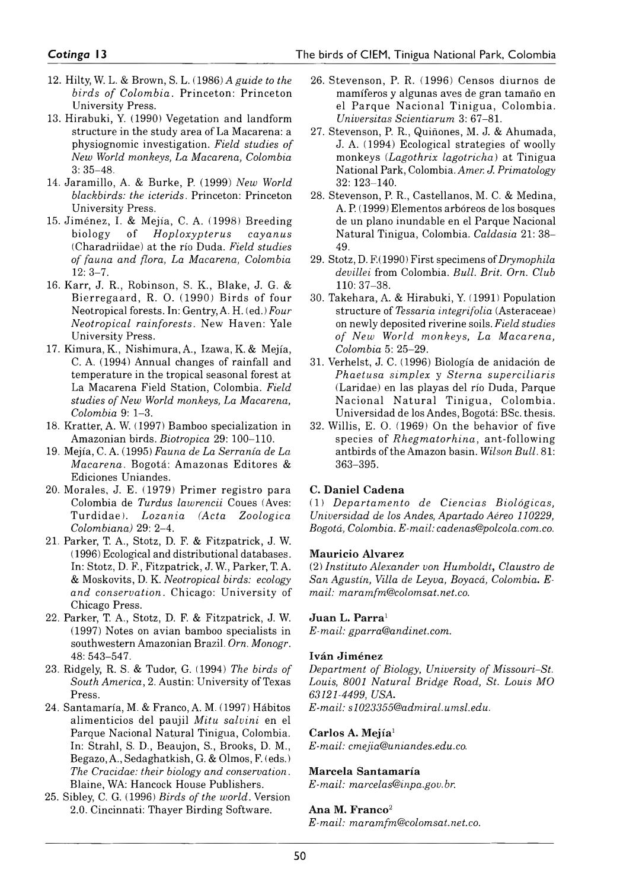12. Hilty, W. L. & Brown, S. L. (1986) *A guide to the birds of Colombia*. Princeton: Princeton University Press.
13. Hirabuki, Y. (1990) Vegetation and landform structure in the study area of La Macarena: a physiognomic investigation. *Field studies of New World monkeys, La Macarena, Colombia* 3: 35–48.
14. Jaramillo, A. & Burke, P. (1999) *New World blackbirds: the icterids*. Princeton: Princeton University Press.
15. Jiménez, I. & Mejía, C. A. (1998) Breeding biology of *Hoploxypterus cayanus* (Charadriidae) at the río Duda. *Field studies of fauna and flora, La Macarena, Colombia* 12: 3–7.
16. Karr, J. R., Robinson, S. K., Blake, J. G. & Bierregaard, R. O. (1990) Birds of four Neotropical forests. In: Gentry, A. H. (ed.) *Four Neotropical rainforests*. New Haven: Yale University Press.
17. Kimura, K., Nishimura, A., Izawa, K. & Mejía, C. A. (1994) Annual changes of rainfall and temperature in the tropical seasonal forest at La Macarena Field Station, Colombia. *Field studies of New World monkeys, La Macarena, Colombia* 9: 1–3.
18. Kratter, A. W. (1997) Bamboo specialization in Amazonian birds. *Biotropica* 29: 100–110.
19. Mejía, C. A. (1995) *Fauna de La Serranía de La Macarena*. Bogotá: Amazonas Editores & Ediciones Uniandes.
20. Morales, J. E. (1979) Primer registro para Colombia de *Turdus lawrencii* Coues (Aves: Turdidae). *Lozania (Acta Zoologica Colombiana)* 29: 2–4.
21. Parker, T. A., Stotz, D. F. & Fitzpatrick, J. W. (1996) Ecological and distributional databases. In: Stotz, D. F., Fitzpatrick, J. W., Parker, T. A. & Moskovits, D. K. *Neotropical birds: ecology and conservation*. Chicago: University of Chicago Press.
22. Parker, T. A., Stotz, D. F. & Fitzpatrick, J. W. (1997) Notes on avian bamboo specialists in southwestern Amazonian Brazil. *Orn. Monogr*. 48: 543–547.
23. Ridgely, R. S. & Tudor, G. (1994) *The birds of South America*, 2. Austin: University of Texas Press.
24. Santamaría, M. & Franco, A. M. (1997) Hábitos alimenticios del paujil *Mitu salvini* en el Parque Nacional Natural Tinigua, Colombia. In: Strahl, S. D., Beaujon, S., Brooks, D. M., Begazo, A., Sedaghatkish, G. & Olmos, F. (eds.) *The Cracidae: their biology and conservation*. Blaine, WA: Hancock House Publishers.
25. Sibley, C. G. (1996) *Birds of the world*. Version 2.0. Cincinnati: Thayer Birding Software.
26. Stevenson, P. R. (1996) Censos diurnos de mamíferos y algunas aves de gran tamaño en el Parque Nacional Tinigua, Colombia. *Universitas Scientiarum* 3: 67–81.
27. Stevenson, P. R., Quiñones, M. J. & Ahumada, J. A. (1994) Ecological strategies of woolly monkeys (*Lagothrix lagotricha*) at Tinigua National Park, Colombia. *Amer. J. Primatology* 32: 123–140.
28. Stevenson, P. R., Castellanos, M. C. & Medina, A. P. (1999) Elementos arbóreos de los bosques de un plano inundable en el Parque Nacional Natural Tinigua, Colombia. *Caldasia* 21: 38–49.
29. Stotz, D. F. (1990) First specimens of *Drymophila devillei* from Colombia. *Bull. Brit. Orn. Club* 110: 37–38.
30. Takehara, A. & Hirabuki, Y. (1991) Population structure of *Tessaria integrifolia* (Asteraceae) on newly deposited riverine soils. *Field studies of New World monkeys, La Macarena, Colombia* 5: 25–29.
31. Verhelst, J. C. (1996) Biología de anidación de *Phaetusa simplex* y *Sterna superciliaris* (Laridae) en las playas del río Duda, Parque Nacional Natural Tinigua, Colombia. Universidad de los Andes, Bogotá: BSc. thesis.
32. Willis, E. O. (1969) On the behavior of five species of *Rhegmatorhina*, ant-following antbirds of the Amazon basin. *Wilson Bull*. 81: 363–395.

**C. Daniel Cadena**
*(1) Departamento de Ciencias Biológicas, Universidad de los Andes, Apartado Aéreo 110229, Bogotá, Colombia. E-mail: cadenas@polcola.com.co.*

**Mauricio Alvarez**
*(2) Instituto Alexander von Humboldt, Claustro de San Agustín, Villa de Leyva, Boyacá, Colombia. E-mail: maramfm@colomsat.net.co.*

**Juan L. Parra**[1]
*E-mail: gparra@andinet.com.*

**Iván Jiménez**
*Department of Biology, University of Missouri–St. Louis, 8001 Natural Bridge Road, St. Louis MO 63121-4499, USA.*
*E-mail: s1023355@admiral.umsl.edu.*

**Carlos A. Mejía**[1]
*E-mail: cmejia@uniandes.edu.co.*

**Marcela Santamaría**
*E-mail: marcelas@inpa.gov.br.*

**Ana M. Franco**[2]
*E-mail: maramfm@colomsat.net.co.*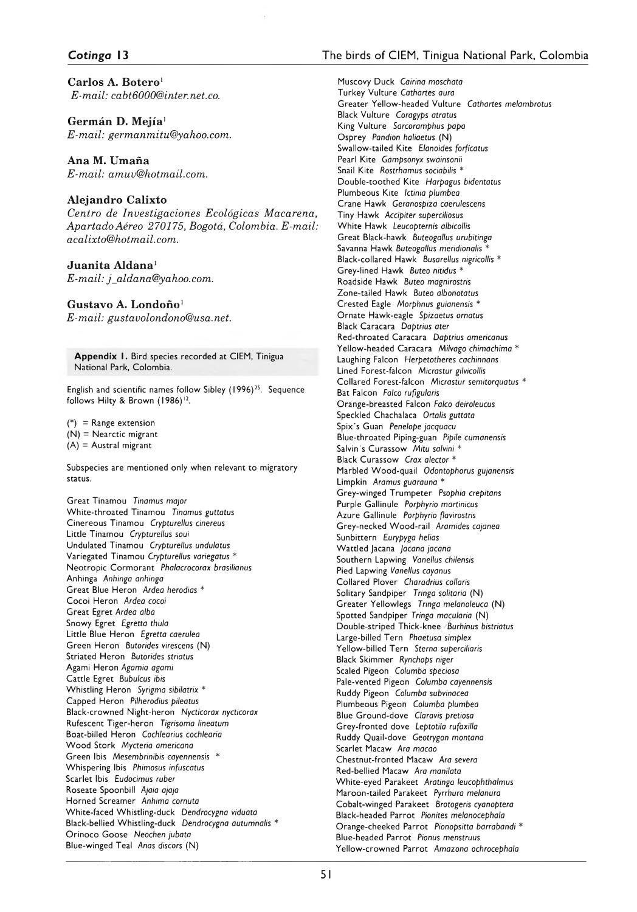**Carlos A. Botero**[1]
*E-mail: cabt6000@inter.net.co.*

**Germán D. Mejía**[1]
*E-mail: germanmitu@yahoo.com.*

**Ana M. Umaña**
*E-mail: amuv@hotmail.com.*

**Alejandro Calixto**
*Centro de Investigaciones Ecológicas Macarena, Apartado Aéreo 270175, Bogotá, Colombia. E-mail: acalixto@hotmail.com.*

**Juanita Aldana**[1]
*E-mail: j_aldana@yahoo.com.*

**Gustavo A. Londoño**[1]
*E-mail: gustavolondono@usa.net.*

**Appendix 1.** Bird species recorded at CIEM, Tinigua National Park, Colombia.

English and scientific names follow Sibley (1996)[25]. Sequence follows Hilty & Brown (1986)[12].

(*) = Range extension
(N) = Nearctic migrant
(A) = Austral migrant

Subspecies are mentioned only when relevant to migratory status.

Great Tinamou *Tinamus major*
White-throated Tinamou *Tinamus guttatus*
Cinereous Tinamou *Crypturellus cinereus*
Little Tinamou *Crypturellus soui*
Undulated Tinamou *Crypturellus undulatus*
Variegated Tinamou *Crypturellus variegatus* *
Neotropic Cormorant *Phalacrocorax brasilianus*
Anhinga *Anhinga anhinga*
Great Blue Heron *Ardea herodias* *
Cocoi Heron *Ardea cocoi*
Great Egret *Ardea alba*
Snowy Egret *Egretta thula*
Little Blue Heron *Egretta caerulea*
Green Heron *Butorides virescens* (N)
Striated Heron *Butorides striatus*
Agami Heron *Agamia agami*
Cattle Egret *Bubulcus ibis*
Whistling Heron *Syrigma sibilatrix* *
Capped Heron *Pilherodius pileatus*
Black-crowned Night-heron *Nycticorax nycticorax*
Rufescent Tiger-heron *Tigrisoma lineatum*
Boat-billed Heron *Cochlearius cochlearia*
Wood Stork *Mycteria americana*
Green Ibis *Mesembrinibis cayennensis* *
Whispering Ibis *Phimosus infuscatus*
Scarlet Ibis *Eudocimus ruber*
Roseate Spoonbill *Ajaia ajaja*
Horned Screamer *Anhima cornuta*
White-faced Whistling-duck *Dendrocygna viduata*
Black-bellied Whistling-duck *Dendrocygna autumnalis* *
Orinoco Goose *Neochen jubata*
Blue-winged Teal *Anas discors* (N)
Muscovy Duck *Cairina moschata*
Turkey Vulture *Cathartes aura*
Greater Yellow-headed Vulture *Cathartes melambrotus*
Black Vulture *Coragyps atratus*
King Vulture *Sarcoramphus papa*
Osprey *Pandion haliaetus* (N)
Swallow-tailed Kite *Elanoides forficatus*
Pearl Kite *Gampsonyx swainsonii*
Snail Kite *Rostrhamus sociabilis* *
Double-toothed Kite *Harpagus bidentatus*
Plumbeous Kite *Ictinia plumbea*
Crane Hawk *Geranospiza caerulescens*
Tiny Hawk *Accipiter superciliosus*
White Hawk *Leucopternis albicollis*
Great Black-hawk *Buteogallus urubitinga*
Savanna Hawk *Buteogallus meridionalis* *
Black-collared Hawk *Busarellus nigricollis* *
Grey-lined Hawk *Buteo nitidus* *
Roadside Hawk *Buteo magnirostris*
Zone-tailed Hawk *Buteo albonotatus*
Crested Eagle *Morphnus guianensis* *
Ornate Hawk-eagle *Spizaetus ornatus*
Black Caracara *Daptrius ater*
Red-throated Caracara *Daptrius americanus*
Yellow-headed Caracara *Milvago chimachima* *
Laughing Falcon *Herpetotheres cachinnans*
Lined Forest-falcon *Micrastur gilvicollis*
Collared Forest-falcon *Micrastur semitorquatus* *
Bat Falcon *Falco rufigularis*
Orange-breasted Falcon *Falco deiroleucus*
Speckled Chachalaca *Ortalis guttata*
Spix's Guan *Penelope jacquacu*
Blue-throated Piping-guan *Pipile cumanensis*
Salvin's Curassow *Mitu salvini* *
Black Curassow *Crax alector* *
Marbled Wood-quail *Odontophorus gujanensis*
Limpkin *Aramus guarauna* *
Grey-winged Trumpeter *Psophia crepitans*
Purple Gallinule *Porphyrio martinicus*
Azure Gallinule *Porphyrio flavirostris*
Grey-necked Wood-rail *Aramides cajanea*
Sunbittern *Eurypyga helias*
Wattled Jacana *Jacana jacana*
Southern Lapwing *Vanellus chilensis*
Pied Lapwing *Vanellus cayanus*
Collared Plover *Charadrius collaris*
Solitary Sandpiper *Tringa solitaria* (N)
Greater Yellowlegs *Tringa melanoleuca* (N)
Spotted Sandpiper *Tringa macularia* (N)
Double-striped Thick-knee *Burhinus bistriatus*
Large-billed Tern *Phaetusa simplex*
Yellow-billed Tern *Sterna superciliaris*
Black Skimmer *Rynchops niger*
Scaled Pigeon *Columba speciosa*
Pale-vented Pigeon *Columba cayennensis*
Ruddy Pigeon *Columba subvinacea*
Plumbeous Pigeon *Columba plumbea*
Blue Ground-dove *Claravis pretiosa*
Grey-fronted dove *Leptotila rufaxilla*
Ruddy Quail-dove *Geotrygon montana*
Scarlet Macaw *Ara macao*
Chestnut-fronted Macaw *Ara severa*
Red-bellied Macaw *Ara manilata*
White-eyed Parakeet *Aratinga leucophthalmus*
Maroon-tailed Parakeet *Pyrrhura melanura*
Cobalt-winged Parakeet *Brotogeris cyanoptera*
Black-headed Parrot *Pionites melanocephala*
Orange-cheeked Parrot *Pionopsitta barrabandi* *
Blue-headed Parrot *Pionus menstruus*
Yellow-crowned Parrot *Amazona ochrocephala*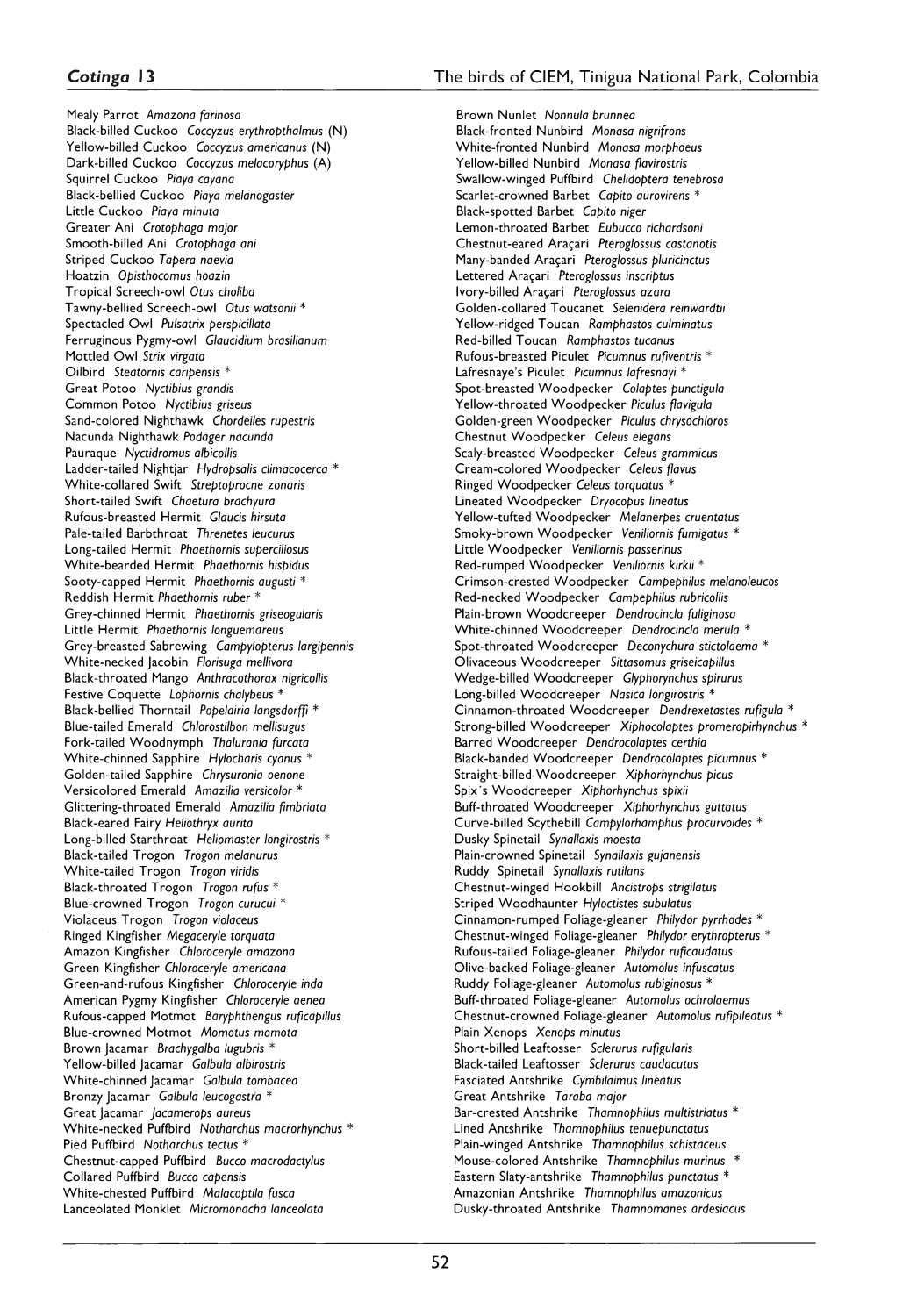Mealy Parrot *Amazona farinosa*
Black-billed Cuckoo *Coccyzus erythropthalmus* (N)
Yellow-billed Cuckoo *Coccyzus americanus* (N)
Dark-billed Cuckoo *Coccyzus melacoryphus* (A)
Squirrel Cuckoo *Piaya cayana*
Black-bellied Cuckoo *Piaya melanogaster*
Little Cuckoo *Piaya minuta*
Greater Ani *Crotophaga major*
Smooth-billed Ani *Crotophaga ani*
Striped Cuckoo *Tapera naevia*
Hoatzin *Opisthocomus hoazin*
Tropical Screech-owl *Otus choliba*
Tawny-bellied Screech-owl *Otus watsonii* *
Spectacled Owl *Pulsatrix perspicillata*
Ferruginous Pygmy-owl *Glaucidium brasilianum*
Mottled Owl *Strix virgata*
Oilbird *Steatornis caripensis* *
Great Potoo *Nyctibius grandis*
Common Potoo *Nyctibius griseus*
Sand-colored Nighthawk *Chordeiles rupestris*
Nacunda Nighthawk *Podager nacunda*
Pauraque *Nyctidromus albicollis*
Ladder-tailed Nightjar *Hydropsalis climacocerca* *
White-collared Swift *Streptoprocne zonaris*
Short-tailed Swift *Chaetura brachyura*
Rufous-breasted Hermit *Glaucis hirsuta*
Pale-tailed Barbthroat *Threnetes leucurus*
Long-tailed Hermit *Phaethornis superciliosus*
White-bearded Hermit *Phaethornis hispidus*
Sooty-capped Hermit *Phaethornis augusti* *
Reddish Hermit *Phaethornis ruber* *
Grey-chinned Hermit *Phaethornis griseogularis*
Little Hermit *Phaethornis longuemareus*
Grey-breasted Sabrewing *Campylopterus largipennis*
White-necked Jacobin *Florisuga mellivora*
Black-throated Mango *Anthracothorax nigricollis*
Festive Coquette *Lophornis chalybeus* *
Black-bellied Thorntail *Popelairia langsdorffi* *
Blue-tailed Emerald *Chlorostilbon mellisugus*
Fork-tailed Woodnymph *Thalurania furcata*
White-chinned Sapphire *Hylocharis cyanus* *
Golden-tailed Sapphire *Chrysuronia oenone*
Versicolored Emerald *Amazilia versicolor* *
Glittering-throated Emerald *Amazilia fimbriata*
Black-eared Fairy *Heliothryx aurita*
Long-billed Starthroat *Heliomaster longirostris* *
Black-tailed Trogon *Trogon melanurus*
White-tailed Trogon *Trogon viridis*
Black-throated Trogon *Trogon rufus* *
Blue-crowned Trogon *Trogon curucui* *
Violaceus Trogon *Trogon violaceus*
Ringed Kingfisher *Megaceryle torquata*
Amazon Kingfisher *Chloroceryle amazona*
Green Kingfisher *Chloroceryle americana*
Green-and-rufous Kingfisher *Chloroceryle inda*
American Pygmy Kingfisher *Chloroceryle aenea*
Rufous-capped Motmot *Baryphthengus ruficapillus*
Blue-crowned Motmot *Momotus momota*
Brown Jacamar *Brachygalba lugubris* *
Yellow-billed Jacamar *Galbula albirostris*
White-chinned Jacamar *Galbula tombacea*
Bronzy Jacamar *Galbula leucogastra* *
Great Jacamar *Jacamerops aureus*
White-necked Puffbird *Notharchus macrorhynchus* *
Pied Puffbird *Notharchus tectus* *
Chestnut-capped Puffbird *Bucco macrodactylus*
Collared Puffbird *Bucco capensis*
White-chested Puffbird *Malacoptila fusca*
Lanceolated Monklet *Micromonacha lanceolata*
Brown Nunlet *Nonnula brunnea*
Black-fronted Nunbird *Monasa nigrifrons*
White-fronted Nunbird *Monasa morphoeus*
Yellow-billed Nunbird *Monasa flavirostris*
Swallow-winged Puffbird *Chelidoptera tenebrosa*
Scarlet-crowned Barbet *Capito aurovirens* *
Black-spotted Barbet *Capito niger*
Lemon-throated Barbet *Eubucco richardsoni*
Chestnut-eared Araçari *Pteroglossus castanotis*
Many-banded Araçari *Pteroglossus pluricinctus*
Lettered Araçari *Pteroglossus inscriptus*
Ivory-billed Araçari *Pteroglossus azara*
Golden-collared Toucanet *Selenidera reinwardtii*
Yellow-ridged Toucan *Ramphastos culminatus*
Red-billed Toucan *Ramphastos tucanus*
Rufous-breasted Piculet *Picumnus rufiventris* *
Lafresnaye's Piculet *Picumnus lafresnayi* *
Spot-breasted Woodpecker *Colaptes punctigula*
Yellow-throated Woodpecker *Piculus flavigula*
Golden-green Woodpecker *Piculus chrysochloros*
Chestnut Woodpecker *Celeus elegans*
Scaly-breasted Woodpecker *Celeus grammicus*
Cream-colored Woodpecker *Celeus flavus*
Ringed Woodpecker *Celeus torquatus* *
Lineated Woodpecker *Dryocopus lineatus*
Yellow-tufted Woodpecker *Melanerpes cruentatus*
Smoky-brown Woodpecker *Veniliornis fumigatus* *
Little Woodpecker *Veniliornis passerinus*
Red-rumped Woodpecker *Veniliornis kirkii* *
Crimson-crested Woodpecker *Campephilus melanoleucos*
Red-necked Woodpecker *Campephilus rubricollis*
Plain-brown Woodcreeper *Dendrocincla fuliginosa*
White-chinned Woodcreeper *Dendrocincla merula* *
Spot-throated Woodcreeper *Deconychura stictolaema* *
Olivaceous Woodcreeper *Sittasomus griseicapillus*
Wedge-billed Woodcreeper *Glyphorynchus spirurus*
Long-billed Woodcreeper *Nasica longirostris* *
Cinnamon-throated Woodcreeper *Dendrexetastes rufigula* *
Strong-billed Woodcreeper *Xiphocolaptes promeropirhynchus* *
Barred Woodcreeper *Dendrocolaptes certhia*
Black-banded Woodcreeper *Dendrocolaptes picumnus* *
Straight-billed Woodcreeper *Xiphorhynchus picus*
Spix´s Woodcreeper *Xiphorhynchus spixii*
Buff-throated Woodcreeper *Xiphorhynchus guttatus*
Curve-billed Scythebill *Campylorhamphus procurvoides* *
Dusky Spinetail *Synallaxis moesta*
Plain-crowned Spinetail *Synallaxis gujanensis*
Ruddy Spinetail *Synallaxis rutilans*
Chestnut-winged Hookbill *Ancistrops strigilatus*
Striped Woodhaunter *Hyloctistes subulatus*
Cinnamon-rumped Foliage-gleaner *Philydor pyrrhodes* *
Chestnut-winged Foliage-gleaner *Philydor erythropterus* *
Rufous-tailed Foliage-gleaner *Philydor ruficaudatus*
Olive-backed Foliage-gleaner *Automolus infuscatus*
Ruddy Foliage-gleaner *Automolus rubiginosus* *
Buff-throated Foliage-gleaner *Automolus ochrolaemus*
Chestnut-crowned Foliage-gleaner *Automolus rufipileatus* *
Plain Xenops *Xenops minutus*
Short-billed Leaftosser *Sclerurus rufigularis*
Black-tailed Leaftosser *Sclerurus caudacutus*
Fasciated Antshrike *Cymbilaimus lineatus*
Great Antshrike *Taraba major*
Bar-crested Antshrike *Thamnophilus multistriatus* *
Lined Antshrike *Thamnophilus tenuepunctatus*
Plain-winged Antshrike *Thamnophilus schistaceus*
Mouse-colored Antshrike *Thamnophilus murinus* *
Eastern Slaty-antshrike *Thamnophilus punctatus* *
Amazonian Antshrike *Thamnophilus amazonicus*
Dusky-throated Antshrike *Thamnomanes ardesiacus*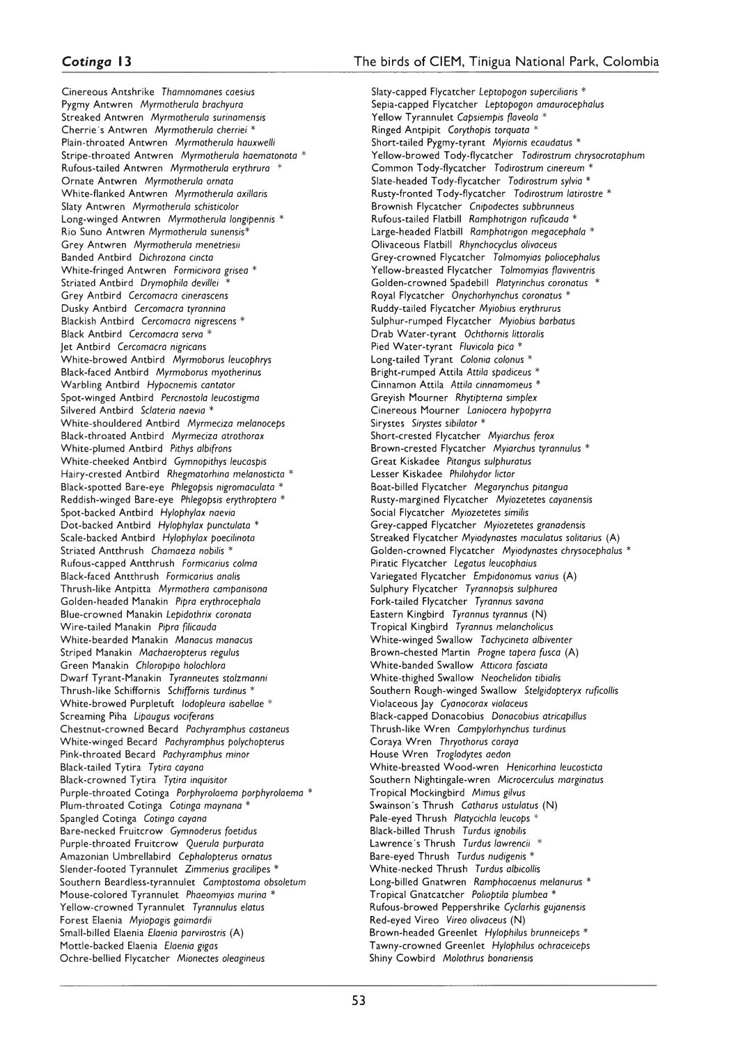Cinereous Antshrike *Thamnomanes caesius*
Pygmy Antwren *Myrmotherula brachyura*
Streaked Antwren *Myrmotherula surinamensis*
Cherrie's Antwren *Myrmotherula cherriei* *
Plain-throated Antwren *Myrmotherula hauxwelli*
Stripe-throated Antwren *Myrmotherula haematonota* *
Rufous-tailed Antwren *Myrmotherula erythrura* *
Ornate Antwren *Myrmotherula ornata*
White-flanked Antwren *Myrmotherula axillaris*
Slaty Antwren *Myrmotherula schisticolor*
Long-winged Antwren *Myrmotherula longipennis* *
Rio Suno Antwren *Myrmotherula sunensis**
Grey Antwren *Myrmotherula menetriesii*
Banded Antbird *Dichrozona cincta*
White-fringed Antwren *Formicivora grisea* *
Striated Antbird *Drymophila devillei* *
Grey Antbird *Cercomacra cinerascens*
Dusky Antbird *Cercomacra tyrannina*
Blackish Antbird *Cercomacra nigrescens* *
Black Antbird *Cercomacra serva* *
Jet Antbird *Cercomacra nigricans*
White-browed Antbird *Myrmoborus leucophrys*
Black-faced Antbird *Myrmoborus myotherinus*
Warbling Antbird *Hypocnemis cantator*
Spot-winged Antbird *Percnostola leucostigma*
Silvered Antbird *Sclateria naevia* *
White-shouldered Antbird *Myrmeciza melanoceps*
Black-throated Antbird *Myrmeciza atrothorax*
White-plumed Antbird *Pithys albifrons*
White-cheeked Antbird *Gymnopithys leucaspis*
Hairy-crested Antbird *Rhegmatorhina melanosticta* *
Black-spotted Bare-eye *Phlegopsis nigromaculata* *
Reddish-winged Bare-eye *Phlegopsis erythroptera* *
Spot-backed Antbird *Hylophylax naevia*
Dot-backed Antbird *Hylophylax punctulata* *
Scale-backed Antbird *Hylophylax poecilinota*
Striated Antthrush *Chamaeza nobilis* *
Rufous-capped Antthrush *Formicarius colma*
Black-faced Antthrush *Formicarius analis*
Thrush-like Antpitta *Myrmothera campanisona*
Golden-headed Manakin *Pipra erythrocephala*
Blue-crowned Manakin *Lepidothrix coronata*
Wire-tailed Manakin *Pipra filicauda*
White-bearded Manakin *Manacus manacus*
Striped Manakin *Machaeropterus regulus*
Green Manakin *Chloropipo holochlora*
Dwarf Tyrant-Manakin *Tyranneutes stolzmanni*
Thrush-like Schiffornis *Schiffornis turdinus* *
White-browed Purpletuft *Iodopleura isabellae* *
Screaming Piha *Lipaugus vociferans*
Chestnut-crowned Becard *Pachyramphus castaneus*
White-winged Becard *Pachyramphus polychopterus*
Pink-throated Becard *Pachyramphus minor*
Black-tailed Tytira *Tytira cayana*
Black-crowned Tytira *Tytira inquisitor*
Purple-throated Cotinga *Porphyrolaema porphyrolaema* *
Plum-throated Cotinga *Cotinga maynana* *
Spangled Cotinga *Cotinga cayana*
Bare-necked Fruitcrow *Gymnoderus foetidus*
Purple-throated Fruitcrow *Querula purpurata*
Amazonian Umbrellabird *Cephalopterus ornatus*
Slender-footed Tyrannulet *Zimmerius gracilipes* *
Southern Beardless-tyrannulet *Camptostoma obsoletum*
Mouse-colored Tyrannulet *Phaeomyias murina* *
Yellow-crowned Tyrannulet *Tyrannulus elatus*
Forest Elaenia *Myiopagis gaimardii*
Small-billed Elaenia *Elaenia parvirostris* (A)
Mottle-backed Elaenia *Elaenia gigas*
Ochre-bellied Flycatcher *Mionectes oleagineus*
Slaty-capped Flycatcher *Leptopogon superciliaris* *
Sepia-capped Flycatcher *Leptopogon amaurocephalus*
Yellow Tyrannulet *Capsiempis flaveola* *
Ringed Antpipit *Corythopis torquata* *
Short-tailed Pygmy-tyrant *Myiornis ecaudatus* *
Yellow-browed Tody-flycatcher *Todirostrum chrysocrotaphum*
Common Tody-flycatcher *Todirostrum cinereum* *
Slate-headed Tody-flycatcher *Todirostrum sylvia* *
Rusty-fronted Tody-flycatcher *Todirostrum latirostre* *
Brownish Flycatcher *Cnipodectes subbrunneus*
Rufous-tailed Flatbill *Ramphotrigon ruficauda* *
Large-headed Flatbill *Ramphotrigon megacephala* *
Olivaceous Flatbill *Rhynchocyclus olivaceus*
Grey-crowned Flycatcher *Tolmomyias poliocephalus*
Yellow-breasted Flycatcher *Tolmomyias flaviventris*
Golden-crowned Spadebill *Platyrinchus coronatus* *
Royal Flycatcher *Onychorhynchus coronatus* *
Ruddy-tailed Flycatcher *Myiobius erythrurus*
Sulphur-rumped Flycatcher *Myiobius barbatus*
Drab Water-tyrant *Ochthornis littoralis*
Pied Water-tyrant *Fluvicola pica* *
Long-tailed Tyrant *Colonia colonus* *
Bright-rumped Attila *Attila spadiceus* *
Cinnamon Attila *Attila cinnamomeus* *
Greyish Mourner *Rhytipterna simplex*
Cinereous Mourner *Laniocera hypopyrra*
Sirystes *Sirystes sibilator* *
Short-crested Flycatcher *Myiarchus ferox*
Brown-crested Flycatcher *Myiarchus tyrannulus* *
Great Kiskadee *Pitangus sulphuratus*
Lesser Kiskadee *Philohydor lictor*
Boat-billed Flycatcher *Megarynchus pitangua*
Rusty-margined Flycatcher *Myiozetetes cayanensis*
Social Flycatcher *Myiozetetes similis*
Grey-capped Flycatcher *Myiozetetes granadensis*
Streaked Flycatcher *Myiodynastes maculatus solitarius* (A)
Golden-crowned Flycatcher *Myiodynastes chrysocephalus* *
Piratic Flycatcher *Legatus leucophaius*
Variegated Flycatcher *Empidonomus varius* (A)
Sulphury Flycatcher *Tyrannopsis sulphurea*
Fork-tailed Flycatcher *Tyrannus savana*
Eastern Kingbird *Tyrannus tyrannus* (N)
Tropical Kingbird *Tyrannus melancholicus*
White-winged Swallow *Tachycineta albiventer*
Brown-chested Martin *Progne tapera fusca* (A)
White-banded Swallow *Atticora fasciata*
White-thighed Swallow *Neochelidon tibialis*
Southern Rough-winged Swallow *Stelgidopteryx ruficollis*
Violaceous Jay *Cyanocorax violaceus*
Black-capped Donacobius *Donacobius atricapillus*
Thrush-like Wren *Campylorhynchus turdinus*
Coraya Wren *Thryothorus coraya*
House Wren *Troglodytes aedon*
White-breasted Wood-wren *Henicorhina leucosticta*
Southern Nightingale-wren *Microcerculus marginatus*
Tropical Mockingbird *Mimus gilvus*
Swainson's Thrush *Catharus ustulatus* (N)
Pale-eyed Thrush *Platycichla leucops* *
Black-billed Thrush *Turdus ignobilis*
Lawrence's Thrush *Turdus lawrencii* *
Bare-eyed Thrush *Turdus nudigenis* *
White-necked Thrush *Turdus albicollis*
Long-billed Gnatwren *Ramphocaenus melanurus* *
Tropical Gnatcatcher *Polioptila plumbea* *
Rufous-browed Peppershrike *Cyclarhis gujanensis*
Red-eyed Vireo *Vireo olivaceus* (N)
Brown-headed Greenlet *Hylophilus brunneiceps* *
Tawny-crowned Greenlet *Hylophilus ochraceiceps*
Shiny Cowbird *Molothrus bonariensis*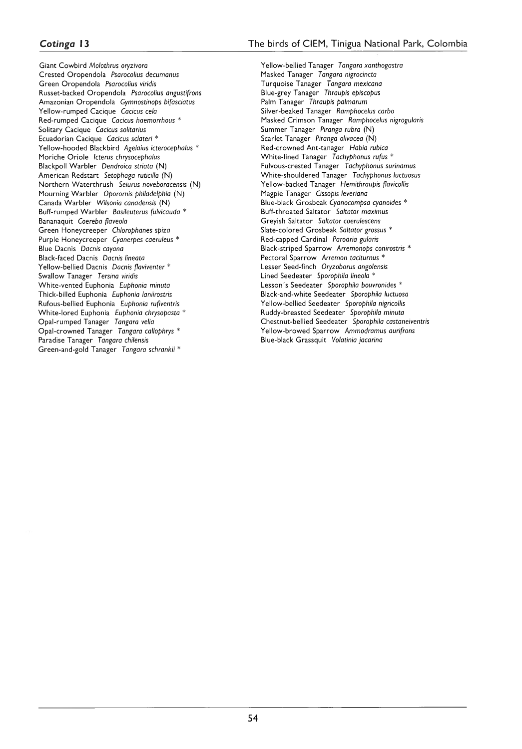Giant Cowbird *Molothrus oryzivora*
Crested Oropendola *Psarocolius decumanus*
Green Oropendola *Psarocolius viridis*
Russet-backed Oropendola *Psarocolius angustifrons*
Amazonian Oropendola *Gymnostinops bifasciatus*
Yellow-rumped Cacique *Cacicus cela*
Red-rumped Cacique *Cacicus haemorrhous* *
Solitary Cacique *Cacicus solitarius*
Ecuadorian Cacique *Cacicus sclateri* *
Yellow-hooded Blackbird *Agelaius icterocephalus* *
Moriche Oriole *Icterus chrysocephalus*
Blackpoll Warbler *Dendroica striata* (N)
American Redstart *Setophaga ruticilla* (N)
Northern Waterthrush *Seiurus noveboracensis* (N)
Mourning Warbler *Oporornis philadelphia* (N)
Canada Warbler *Wilsonia canadensis* (N)
Buff-rumped Warbler *Basileuterus fulvicauda* *
Bananaquit *Coereba flaveola*
Green Honeycreeper *Chlorophanes spiza*
Purple Honeycreeper *Cyanerpes caeruleus* *
Blue Dacnis *Dacnis cayana*
Black-faced Dacnis *Dacnis lineata*
Yellow-bellied Dacnis *Dacnis flaviventer* *
Swallow Tanager *Tersina viridis*
White-vented Euphonia *Euphonia minuta*
Thick-billed Euphonia *Euphonia laniirostris*
Rufous-bellied Euphonia *Euphonia rufiventris*
White-lored Euphonia *Euphonia chrysopasta* *
Opal-rumped Tanager *Tangara velia*
Opal-crowned Tanager *Tangara callophrys* *
Paradise Tanager *Tangara chilensis*
Green-and-gold Tanager *Tangara schrankii* *
Yellow-bellied Tanager *Tangara xanthogastra*
Masked Tanager *Tangara nigrocincta*
Turquoise Tanager *Tangara mexicana*
Blue-grey Tanager *Thraupis episcopus*
Palm Tanager *Thraupis palmarum*
Silver-beaked Tanager *Ramphocelus carbo*
Masked Crimson Tanager *Ramphocelus nigrogularis*
Summer Tanager *Piranga rubra* (N)
Scarlet Tanager *Piranga olivacea* (N)
Red-crowned Ant-tanager *Habia rubica*
White-lined Tanager *Tachyphonus rufus* *
Fulvous-crested Tanager *Tachyphonus surinamus*
White-shouldered Tanager *Tachyphonus luctuosus*
Yellow-backed Tanager *Hemithraupis flavicollis*
Magpie Tanager *Cissopis leveriana*
Blue-black Grosbeak *Cyanocompsa cyanoides* *
Buff-throated Saltator *Saltator maximus*
Greyish Saltator *Saltator coerulescens*
Slate-colored Grosbeak *Saltator grossus* *
Red-capped Cardinal *Paroaria gularis*
Black-striped Sparrow *Arremonops conirostris* *
Pectoral Sparrow *Arremon taciturnus* *
Lesser Seed-finch *Oryzoborus angolensis*
Lined Seedeater *Sporophila lineola* *
Lesson's Seedeater *Sporophila bouvronides* *
Black-and-white Seedeater *Sporophila luctuosa*
Yellow-bellied Seedeater *Sporophila nigricollis*
Ruddy-breasted Seedeater *Sporophila minuta*
Chestnut-bellied Seedeater *Sporophila castaneiventris*
Yellow-browed Sparrow *Ammodramus aurifrons*
Blue-black Grassquit *Volatinia jacarina*